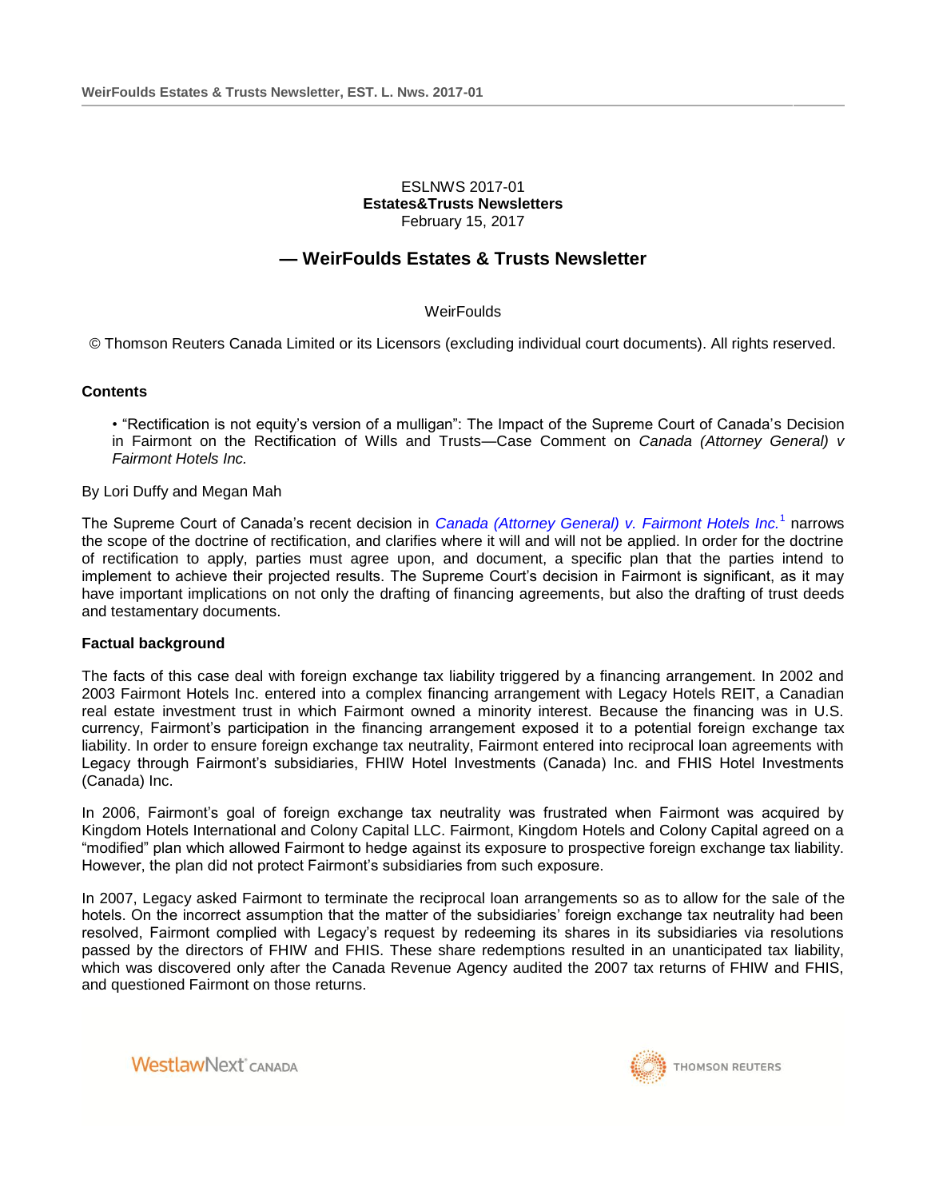ESLNWS 2017-01
**Estates&Trusts Newsletters**
February 15, 2017

## — WeirFoulds Estates & Trusts Newsletter

WeirFoulds

© Thomson Reuters Canada Limited or its Licensors (excluding individual court documents). All rights reserved.

**Contents**

- "Rectification is not equity's version of a mulligan": The Impact of the Supreme Court of Canada's Decision in Fairmont on the Rectification of Wills and Trusts—Case Comment on *Canada (Attorney General) v Fairmont Hotels Inc.*

By Lori Duffy and Megan Mah

The Supreme Court of Canada's recent decision in *Canada (Attorney General) v. Fairmont Hotels Inc.*[1] narrows the scope of the doctrine of rectification, and clarifies where it will and will not be applied. In order for the doctrine of rectification to apply, parties must agree upon, and document, a specific plan that the parties intend to implement to achieve their projected results. The Supreme Court's decision in Fairmont is significant, as it may have important implications on not only the drafting of financing agreements, but also the drafting of trust deeds and testamentary documents.

**Factual background**

The facts of this case deal with foreign exchange tax liability triggered by a financing arrangement. In 2002 and 2003 Fairmont Hotels Inc. entered into a complex financing arrangement with Legacy Hotels REIT, a Canadian real estate investment trust in which Fairmont owned a minority interest. Because the financing was in U.S. currency, Fairmont's participation in the financing arrangement exposed it to a potential foreign exchange tax liability. In order to ensure foreign exchange tax neutrality, Fairmont entered into reciprocal loan agreements with Legacy through Fairmont's subsidiaries, FHIW Hotel Investments (Canada) Inc. and FHIS Hotel Investments (Canada) Inc.

In 2006, Fairmont's goal of foreign exchange tax neutrality was frustrated when Fairmont was acquired by Kingdom Hotels International and Colony Capital LLC. Fairmont, Kingdom Hotels and Colony Capital agreed on a "modified" plan which allowed Fairmont to hedge against its exposure to prospective foreign exchange tax liability. However, the plan did not protect Fairmont's subsidiaries from such exposure.

In 2007, Legacy asked Fairmont to terminate the reciprocal loan arrangements so as to allow for the sale of the hotels. On the incorrect assumption that the matter of the subsidiaries' foreign exchange tax neutrality had been resolved, Fairmont complied with Legacy's request by redeeming its shares in its subsidiaries via resolutions passed by the directors of FHIW and FHIS. These share redemptions resulted in an unanticipated tax liability, which was discovered only after the Canada Revenue Agency audited the 2007 tax returns of FHIW and FHIS, and questioned Fairmont on those returns.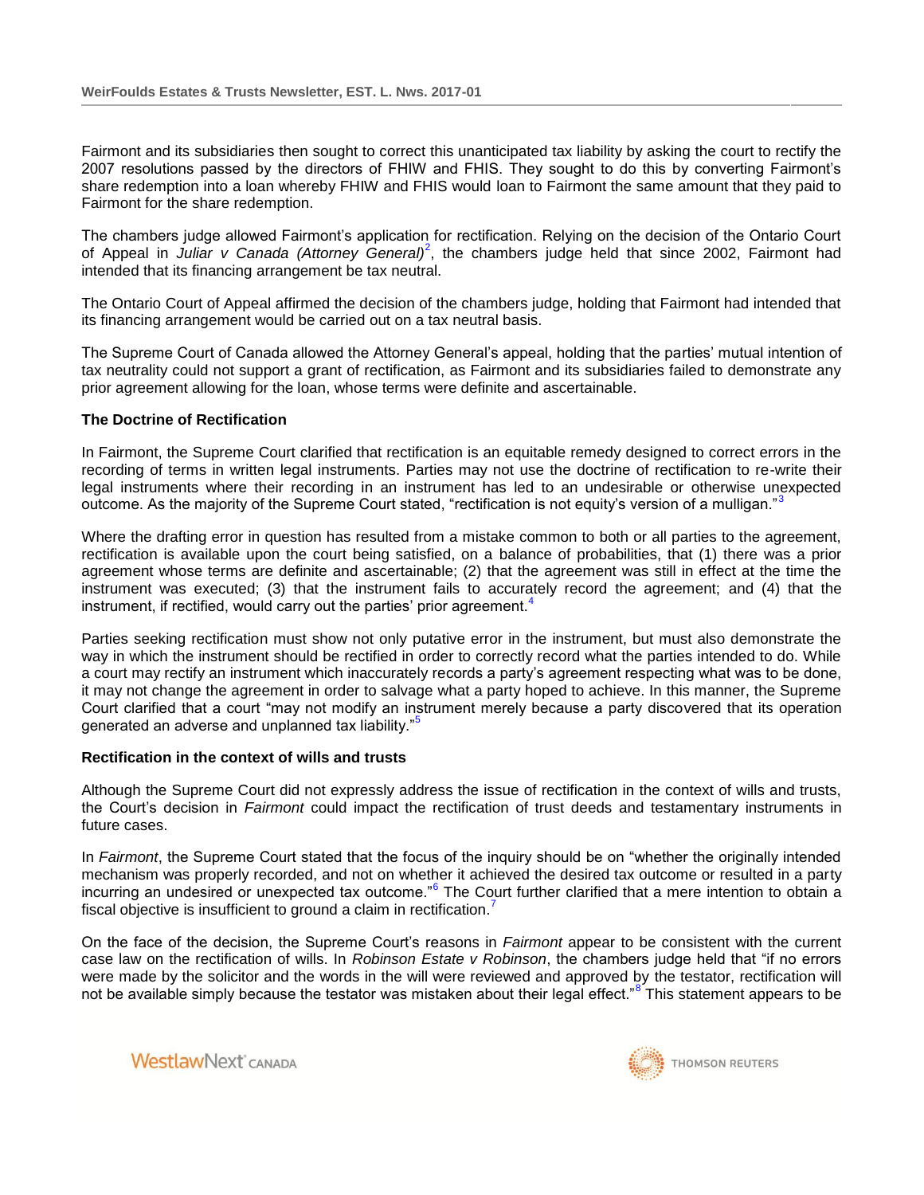Fairmont and its subsidiaries then sought to correct this unanticipated tax liability by asking the court to rectify the 2007 resolutions passed by the directors of FHIW and FHIS. They sought to do this by converting Fairmont's share redemption into a loan whereby FHIW and FHIS would loan to Fairmont the same amount that they paid to Fairmont for the share redemption.

The chambers judge allowed Fairmont's application for rectification. Relying on the decision of the Ontario Court of Appeal in *Juliar v Canada (Attorney General)*[2], the chambers judge held that since 2002, Fairmont had intended that its financing arrangement be tax neutral.

The Ontario Court of Appeal affirmed the decision of the chambers judge, holding that Fairmont had intended that its financing arrangement would be carried out on a tax neutral basis.

The Supreme Court of Canada allowed the Attorney General's appeal, holding that the parties' mutual intention of tax neutrality could not support a grant of rectification, as Fairmont and its subsidiaries failed to demonstrate any prior agreement allowing for the loan, whose terms were definite and ascertainable.

**The Doctrine of Rectification**

In Fairmont, the Supreme Court clarified that rectification is an equitable remedy designed to correct errors in the recording of terms in written legal instruments. Parties may not use the doctrine of rectification to re-write their legal instruments where their recording in an instrument has led to an undesirable or otherwise unexpected outcome. As the majority of the Supreme Court stated, "rectification is not equity's version of a mulligan."[3]

Where the drafting error in question has resulted from a mistake common to both or all parties to the agreement, rectification is available upon the court being satisfied, on a balance of probabilities, that (1) there was a prior agreement whose terms are definite and ascertainable; (2) that the agreement was still in effect at the time the instrument was executed; (3) that the instrument fails to accurately record the agreement; and (4) that the instrument, if rectified, would carry out the parties' prior agreement.[4]

Parties seeking rectification must show not only putative error in the instrument, but must also demonstrate the way in which the instrument should be rectified in order to correctly record what the parties intended to do. While a court may rectify an instrument which inaccurately records a party's agreement respecting what was to be done, it may not change the agreement in order to salvage what a party hoped to achieve. In this manner, the Supreme Court clarified that a court "may not modify an instrument merely because a party discovered that its operation generated an adverse and unplanned tax liability."[5]

**Rectification in the context of wills and trusts**

Although the Supreme Court did not expressly address the issue of rectification in the context of wills and trusts, the Court's decision in *Fairmont* could impact the rectification of trust deeds and testamentary instruments in future cases.

In *Fairmont*, the Supreme Court stated that the focus of the inquiry should be on "whether the originally intended mechanism was properly recorded, and not on whether it achieved the desired tax outcome or resulted in a party incurring an undesired or unexpected tax outcome."[6] The Court further clarified that a mere intention to obtain a fiscal objective is insufficient to ground a claim in rectification.[7]

On the face of the decision, the Supreme Court's reasons in *Fairmont* appear to be consistent with the current case law on the rectification of wills. In *Robinson Estate v Robinson*, the chambers judge held that "if no errors were made by the solicitor and the words in the will were reviewed and approved by the testator, rectification will not be available simply because the testator was mistaken about their legal effect."[8] This statement appears to be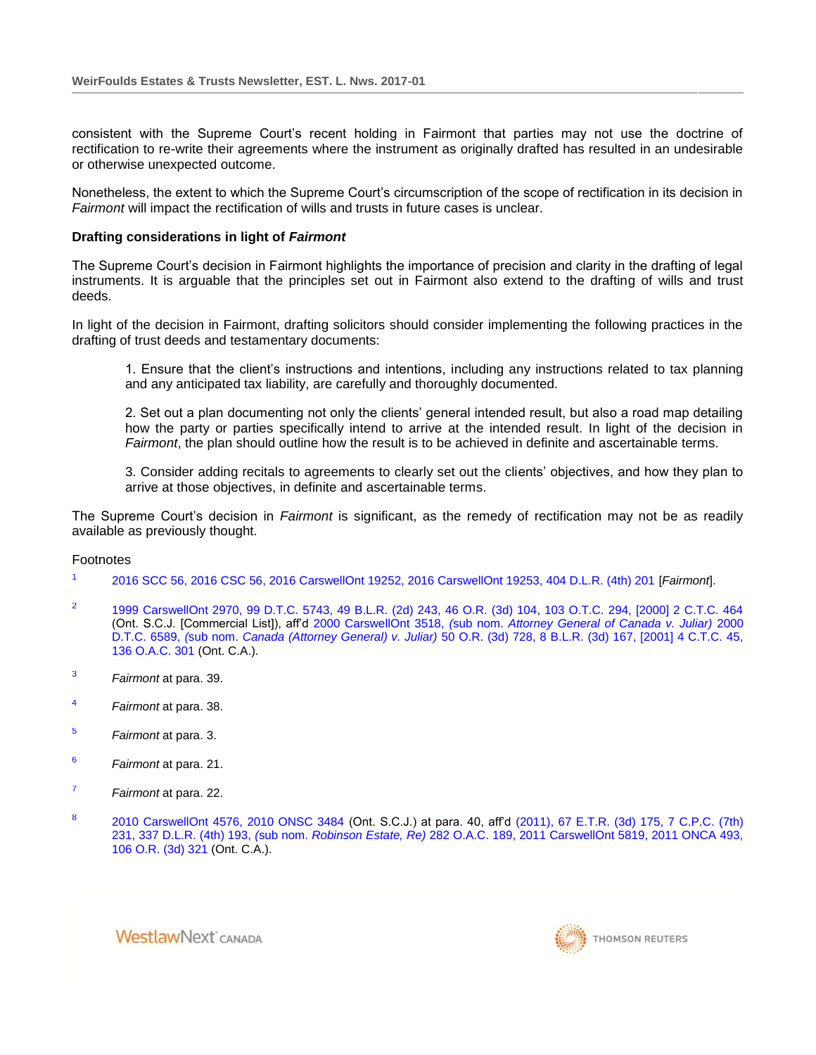consistent with the Supreme Court's recent holding in Fairmont that parties may not use the doctrine of rectification to re-write their agreements where the instrument as originally drafted has resulted in an undesirable or otherwise unexpected outcome.

Nonetheless, the extent to which the Supreme Court's circumscription of the scope of rectification in its decision in *Fairmont* will impact the rectification of wills and trusts in future cases is unclear.

**Drafting considerations in light of *Fairmont***

The Supreme Court's decision in Fairmont highlights the importance of precision and clarity in the drafting of legal instruments. It is arguable that the principles set out in Fairmont also extend to the drafting of wills and trust deeds.

In light of the decision in Fairmont, drafting solicitors should consider implementing the following practices in the drafting of trust deeds and testamentary documents:

1. Ensure that the client's instructions and intentions, including any instructions related to tax planning and any anticipated tax liability, are carefully and thoroughly documented.

2. Set out a plan documenting not only the clients' general intended result, but also a road map detailing how the party or parties specifically intend to arrive at the intended result. In light of the decision in *Fairmont*, the plan should outline how the result is to be achieved in definite and ascertainable terms.

3. Consider adding recitals to agreements to clearly set out the clients' objectives, and how they plan to arrive at those objectives, in definite and ascertainable terms.

The Supreme Court's decision in *Fairmont* is significant, as the remedy of rectification may not be as readily available as previously thought.

Footnotes

[1] 2016 SCC 56, 2016 CSC 56, 2016 CarswellOnt 19252, 2016 CarswellOnt 19253, 404 D.L.R. (4th) 201 [*Fairmont*].

[2] 1999 CarswellOnt 2970, 99 D.T.C. 5743, 49 B.L.R. (2d) 243, 46 O.R. (3d) 104, 103 O.T.C. 294, [2000] 2 C.T.C. 464 (Ont. S.C.J. [Commercial List]), aff'd 2000 CarswellOnt 3518, (sub nom. *Attorney General of Canada v. Juliar)* 2000 D.T.C. 6589, (sub nom. *Canada (Attorney General) v. Juliar)* 50 O.R. (3d) 728, 8 B.L.R. (3d) 167, [2001] 4 C.T.C. 45, 136 O.A.C. 301 (Ont. C.A.).

[3] *Fairmont* at para. 39.

[4] *Fairmont* at para. 38.

[5] *Fairmont* at para. 3.

[6] *Fairmont* at para. 21.

[7] *Fairmont* at para. 22.

[8] 2010 CarswellOnt 4576, 2010 ONSC 3484 (Ont. S.C.J.) at para. 40, aff'd (2011), 67 E.T.R. (3d) 175, 7 C.P.C. (7th) 231, 337 D.L.R. (4th) 193, (sub nom. *Robinson Estate, Re)* 282 O.A.C. 189, 2011 CarswellOnt 5819, 2011 ONCA 493, 106 O.R. (3d) 321 (Ont. C.A.).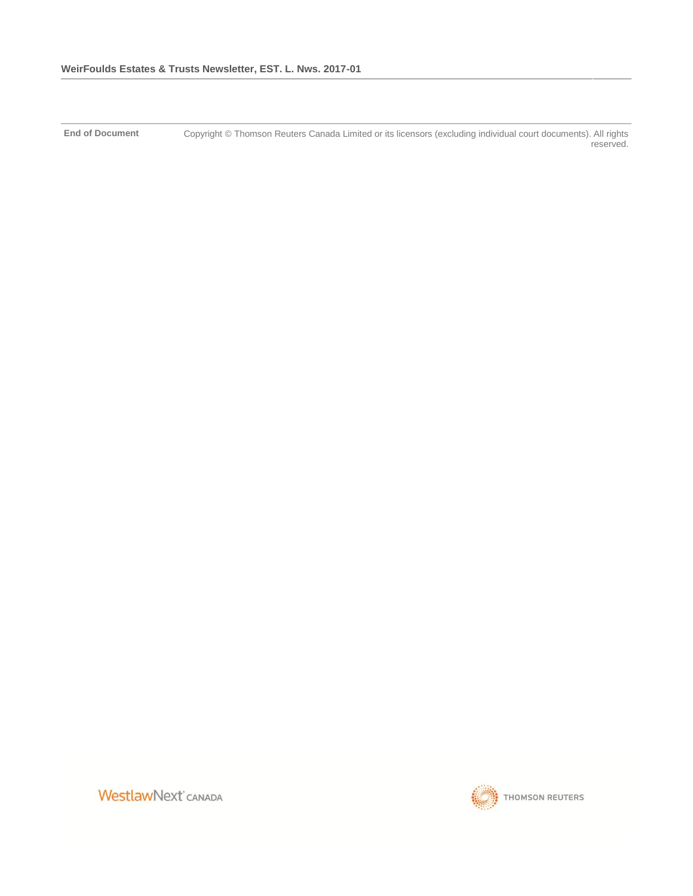**End of Document** Copyright © Thomson Reuters Canada Limited or its licensors (excluding individual court documents). All rights reserved.